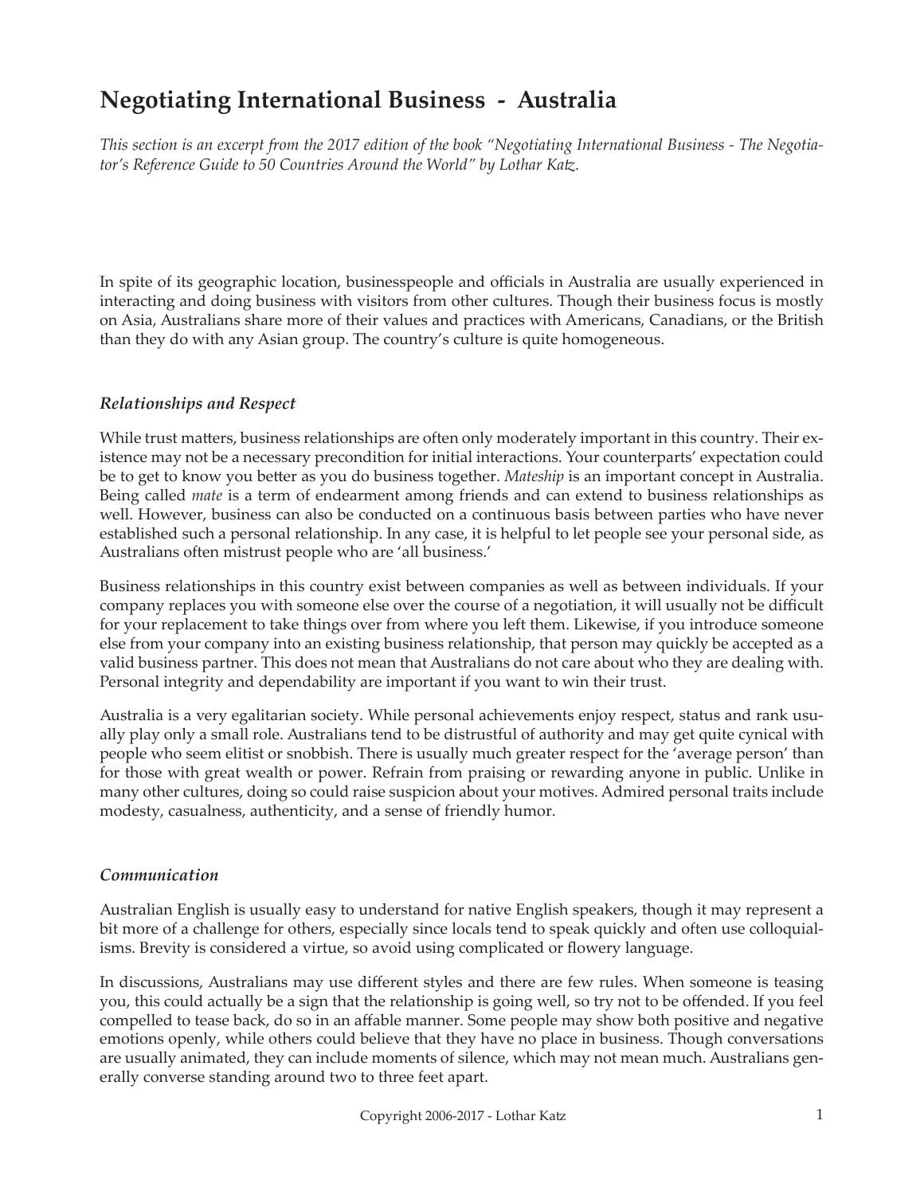# Negotiating International Business - Australia

*This section is an excerpt from the 2017 edition of the book "Negotiating International Business - The Negotiator's Reference Guide to 50 Countries Around the World" by Lothar Katz.*

In spite of its geographic location, businesspeople and officials in Australia are usually experienced in interacting and doing business with visitors from other cultures. Though their business focus is mostly on Asia, Australians share more of their values and practices with Americans, Canadians, or the British than they do with any Asian group. The country's culture is quite homogeneous.

### *Relationships and Respect*

While trust matters, business relationships are often only moderately important in this country. Their existence may not be a necessary precondition for initial interactions. Your counterparts' expectation could be to get to know you better as you do business together. *Mateship* is an important concept in Australia. Being called *mate* is a term of endearment among friends and can extend to business relationships as well. However, business can also be conducted on a continuous basis between parties who have never established such a personal relationship. In any case, it is helpful to let people see your personal side, as Australians often mistrust people who are 'all business.'

Business relationships in this country exist between companies as well as between individuals. If your company replaces you with someone else over the course of a negotiation, it will usually not be difficult for your replacement to take things over from where you left them. Likewise, if you introduce someone else from your company into an existing business relationship, that person may quickly be accepted as a valid business partner. This does not mean that Australians do not care about who they are dealing with. Personal integrity and dependability are important if you want to win their trust.

Australia is a very egalitarian society. While personal achievements enjoy respect, status and rank usually play only a small role. Australians tend to be distrustful of authority and may get quite cynical with people who seem elitist or snobbish. There is usually much greater respect for the 'average person' than for those with great wealth or power. Refrain from praising or rewarding anyone in public. Unlike in many other cultures, doing so could raise suspicion about your motives. Admired personal traits include modesty, casualness, authenticity, and a sense of friendly humor.

### *Communication*

Australian English is usually easy to understand for native English speakers, though it may represent a bit more of a challenge for others, especially since locals tend to speak quickly and often use colloquialisms. Brevity is considered a virtue, so avoid using complicated or flowery language.

In discussions, Australians may use different styles and there are few rules. When someone is teasing you, this could actually be a sign that the relationship is going well, so try not to be offended. If you feel compelled to tease back, do so in an affable manner. Some people may show both positive and negative emotions openly, while others could believe that they have no place in business. Though conversations are usually animated, they can include moments of silence, which may not mean much. Australians generally converse standing around two to three feet apart.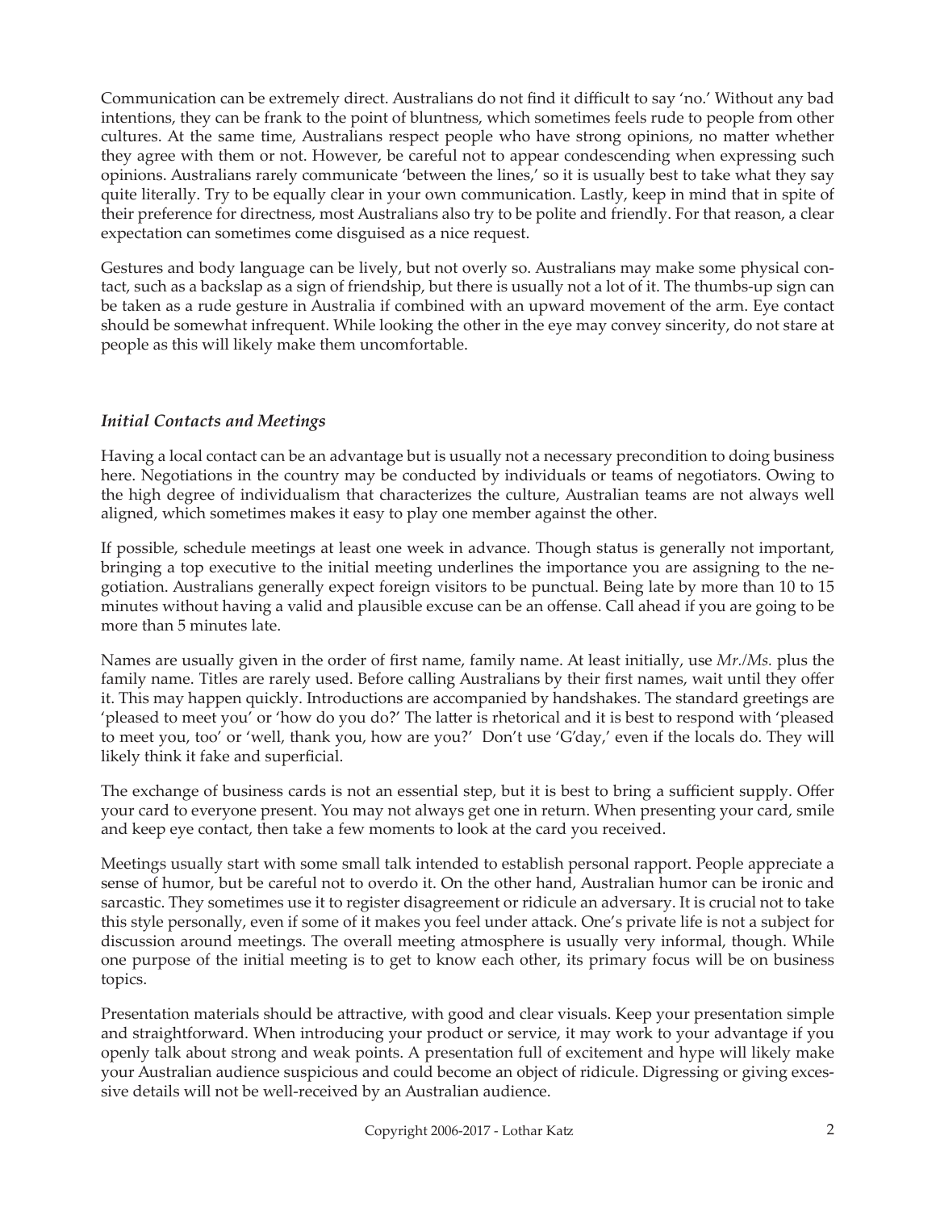Communication can be extremely direct. Australians do not find it difficult to say 'no.' Without any bad intentions, they can be frank to the point of bluntness, which sometimes feels rude to people from other cultures. At the same time, Australians respect people who have strong opinions, no matter whether they agree with them or not. However, be careful not to appear condescending when expressing such opinions. Australians rarely communicate 'between the lines,' so it is usually best to take what they say quite literally. Try to be equally clear in your own communication. Lastly, keep in mind that in spite of their preference for directness, most Australians also try to be polite and friendly. For that reason, a clear expectation can sometimes come disguised as a nice request.

Gestures and body language can be lively, but not overly so. Australians may make some physical contact, such as a backslap as a sign of friendship, but there is usually not a lot of it. The thumbs-up sign can be taken as a rude gesture in Australia if combined with an upward movement of the arm. Eye contact should be somewhat infrequent. While looking the other in the eye may convey sincerity, do not stare at people as this will likely make them uncomfortable.

### *Initial Contacts and Meetings*

Having a local contact can be an advantage but is usually not a necessary precondition to doing business here. Negotiations in the country may be conducted by individuals or teams of negotiators. Owing to the high degree of individualism that characterizes the culture, Australian teams are not always well aligned, which sometimes makes it easy to play one member against the other.

If possible, schedule meetings at least one week in advance. Though status is generally not important, bringing a top executive to the initial meeting underlines the importance you are assigning to the negotiation. Australians generally expect foreign visitors to be punctual. Being late by more than 10 to 15 minutes without having a valid and plausible excuse can be an offense. Call ahead if you are going to be more than 5 minutes late.

Names are usually given in the order of first name, family name. At least initially, use *Mr./Ms.* plus the family name. Titles are rarely used. Before calling Australians by their first names, wait until they offer it. This may happen quickly. Introductions are accompanied by handshakes. The standard greetings are 'pleased to meet you' or 'how do you do?' The latter is rhetorical and it is best to respond with 'pleased to meet you, too' or 'well, thank you, how are you?' Don't use 'G'day,' even if the locals do. They will likely think it fake and superficial.

The exchange of business cards is not an essential step, but it is best to bring a sufficient supply. Offer your card to everyone present. You may not always get one in return. When presenting your card, smile and keep eye contact, then take a few moments to look at the card you received.

Meetings usually start with some small talk intended to establish personal rapport. People appreciate a sense of humor, but be careful not to overdo it. On the other hand, Australian humor can be ironic and sarcastic. They sometimes use it to register disagreement or ridicule an adversary. It is crucial not to take this style personally, even if some of it makes you feel under attack. One's private life is not a subject for discussion around meetings. The overall meeting atmosphere is usually very informal, though. While one purpose of the initial meeting is to get to know each other, its primary focus will be on business topics.

Presentation materials should be attractive, with good and clear visuals. Keep your presentation simple and straightforward. When introducing your product or service, it may work to your advantage if you openly talk about strong and weak points. A presentation full of excitement and hype will likely make your Australian audience suspicious and could become an object of ridicule. Digressing or giving excessive details will not be well-received by an Australian audience.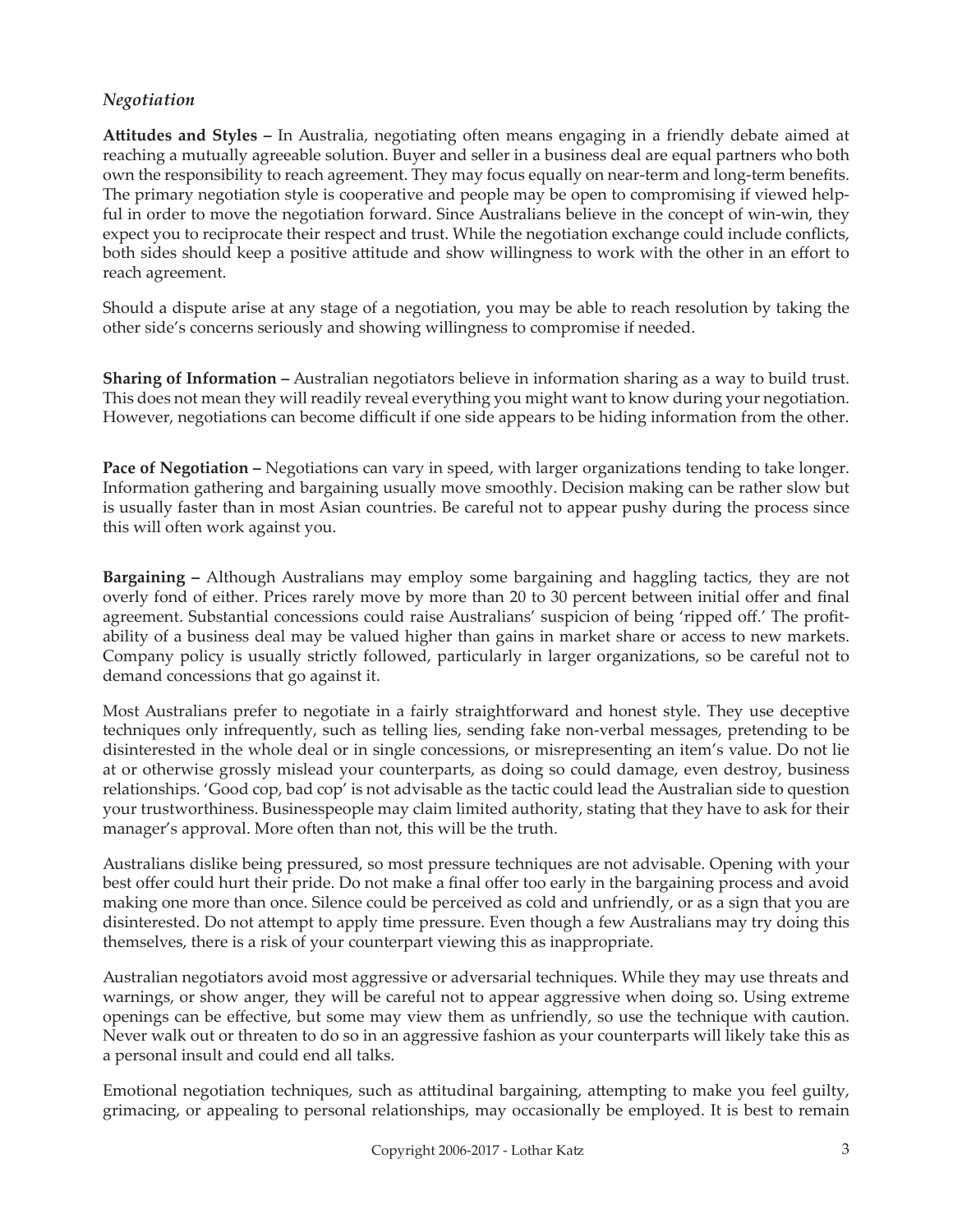### *Negotiation*

**Attitudes and Styles –** In Australia, negotiating often means engaging in a friendly debate aimed at reaching a mutually agreeable solution. Buyer and seller in a business deal are equal partners who both own the responsibility to reach agreement. They may focus equally on near-term and long-term benefits. The primary negotiation style is cooperative and people may be open to compromising if viewed helpful in order to move the negotiation forward. Since Australians believe in the concept of win-win, they expect you to reciprocate their respect and trust. While the negotiation exchange could include conflicts, both sides should keep a positive attitude and show willingness to work with the other in an effort to reach agreement.

Should a dispute arise at any stage of a negotiation, you may be able to reach resolution by taking the other side's concerns seriously and showing willingness to compromise if needed.

**Sharing of Information –** Australian negotiators believe in information sharing as a way to build trust. This does not mean they will readily reveal everything you might want to know during your negotiation. However, negotiations can become difficult if one side appears to be hiding information from the other.

**Pace of Negotiation –** Negotiations can vary in speed, with larger organizations tending to take longer. Information gathering and bargaining usually move smoothly. Decision making can be rather slow but is usually faster than in most Asian countries. Be careful not to appear pushy during the process since this will often work against you.

**Bargaining –** Although Australians may employ some bargaining and haggling tactics, they are not overly fond of either. Prices rarely move by more than 20 to 30 percent between initial offer and final agreement. Substantial concessions could raise Australians' suspicion of being 'ripped off.' The profitability of a business deal may be valued higher than gains in market share or access to new markets. Company policy is usually strictly followed, particularly in larger organizations, so be careful not to demand concessions that go against it.

Most Australians prefer to negotiate in a fairly straightforward and honest style. They use deceptive techniques only infrequently, such as telling lies, sending fake non-verbal messages, pretending to be disinterested in the whole deal or in single concessions, or misrepresenting an item's value. Do not lie at or otherwise grossly mislead your counterparts, as doing so could damage, even destroy, business relationships. 'Good cop, bad cop' is not advisable as the tactic could lead the Australian side to question your trustworthiness. Businesspeople may claim limited authority, stating that they have to ask for their manager's approval. More often than not, this will be the truth.

Australians dislike being pressured, so most pressure techniques are not advisable. Opening with your best offer could hurt their pride. Do not make a final offer too early in the bargaining process and avoid making one more than once. Silence could be perceived as cold and unfriendly, or as a sign that you are disinterested. Do not attempt to apply time pressure. Even though a few Australians may try doing this themselves, there is a risk of your counterpart viewing this as inappropriate.

Australian negotiators avoid most aggressive or adversarial techniques. While they may use threats and warnings, or show anger, they will be careful not to appear aggressive when doing so. Using extreme openings can be effective, but some may view them as unfriendly, so use the technique with caution. Never walk out or threaten to do so in an aggressive fashion as your counterparts will likely take this as a personal insult and could end all talks.

Emotional negotiation techniques, such as attitudinal bargaining, attempting to make you feel guilty, grimacing, or appealing to personal relationships, may occasionally be employed. It is best to remain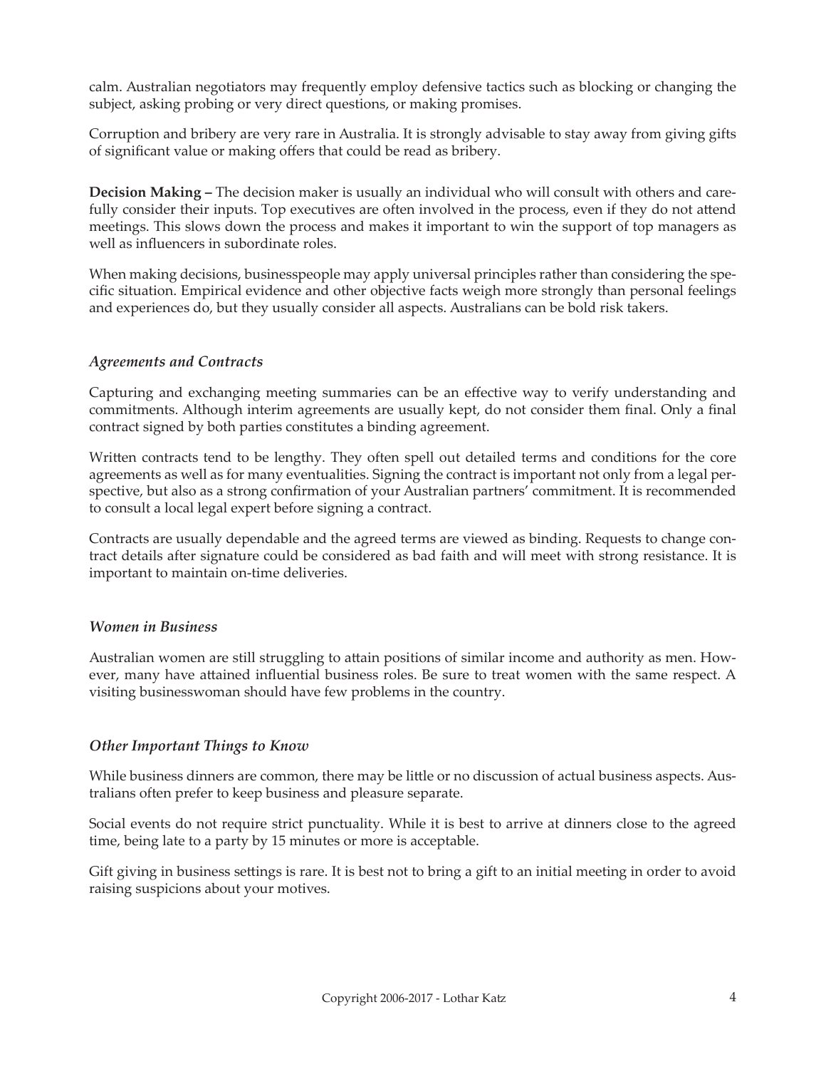calm. Australian negotiators may frequently employ defensive tactics such as blocking or changing the subject, asking probing or very direct questions, or making promises.

Corruption and bribery are very rare in Australia. It is strongly advisable to stay away from giving gifts of significant value or making offers that could be read as bribery.

**Decision Making –** The decision maker is usually an individual who will consult with others and carefully consider their inputs. Top executives are often involved in the process, even if they do not attend meetings. This slows down the process and makes it important to win the support of top managers as well as influencers in subordinate roles.

When making decisions, businesspeople may apply universal principles rather than considering the specific situation. Empirical evidence and other objective facts weigh more strongly than personal feelings and experiences do, but they usually consider all aspects. Australians can be bold risk takers.

### *Agreements and Contracts*

Capturing and exchanging meeting summaries can be an effective way to verify understanding and commitments. Although interim agreements are usually kept, do not consider them final. Only a final contract signed by both parties constitutes a binding agreement.

Written contracts tend to be lengthy. They often spell out detailed terms and conditions for the core agreements as well as for many eventualities. Signing the contract is important not only from a legal perspective, but also as a strong confirmation of your Australian partners' commitment. It is recommended to consult a local legal expert before signing a contract.

Contracts are usually dependable and the agreed terms are viewed as binding. Requests to change contract details after signature could be considered as bad faith and will meet with strong resistance. It is important to maintain on-time deliveries.

### *Women in Business*

Australian women are still struggling to attain positions of similar income and authority as men. However, many have attained influential business roles. Be sure to treat women with the same respect. A visiting businesswoman should have few problems in the country.

### *Other Important Things to Know*

While business dinners are common, there may be little or no discussion of actual business aspects. Australians often prefer to keep business and pleasure separate.

Social events do not require strict punctuality. While it is best to arrive at dinners close to the agreed time, being late to a party by 15 minutes or more is acceptable.

Gift giving in business settings is rare. It is best not to bring a gift to an initial meeting in order to avoid raising suspicions about your motives.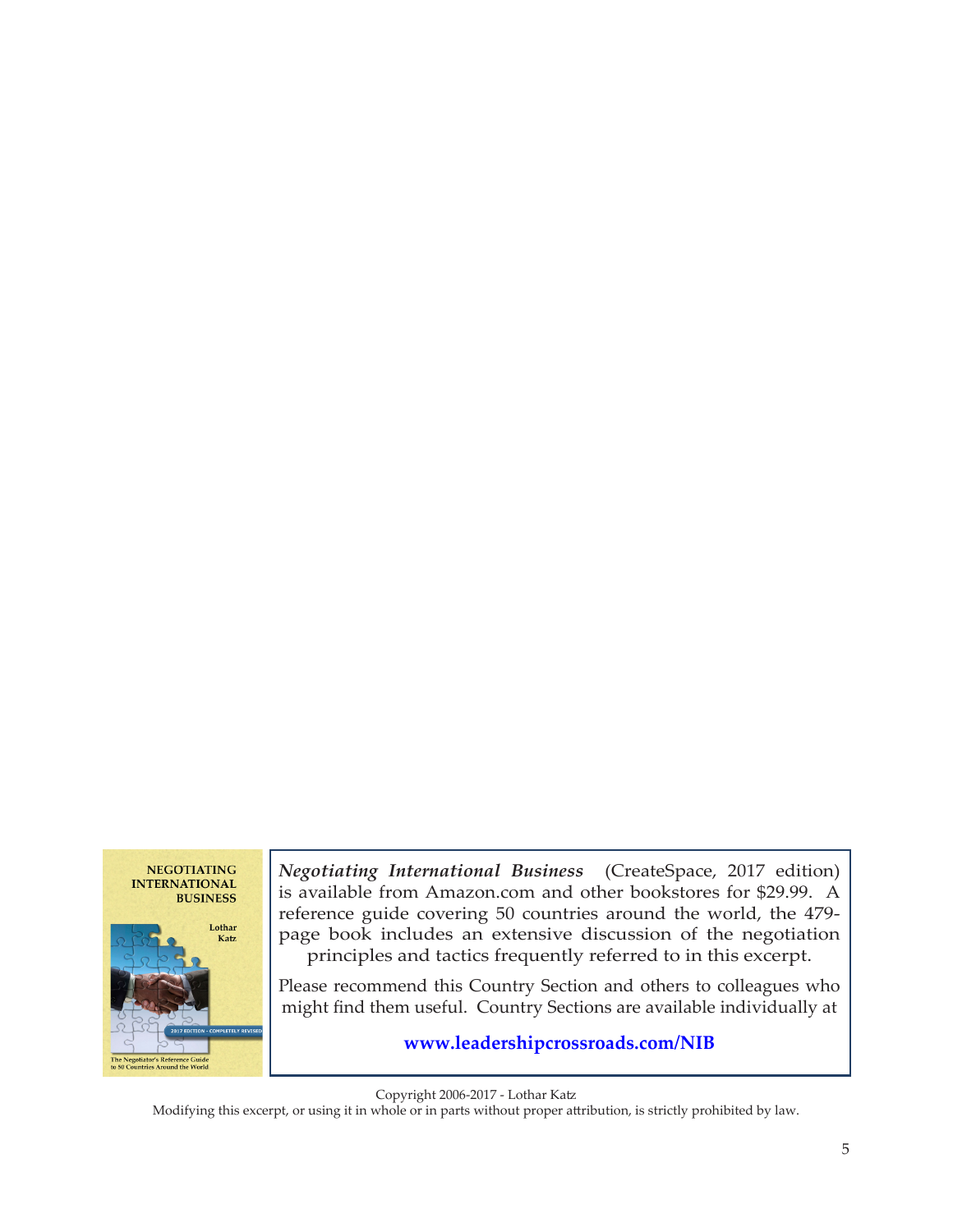*Negotiating International Business* (CreateSpace, 2017 edition) is available from Amazon.com and other bookstores for $29.99. A reference guide covering 50 countries around the world, the 479-page book includes an extensive discussion of the negotiation principles and tactics frequently referred to in this excerpt.

Please recommend this Country Section and others to colleagues who might find them useful. Country Sections are available individually at

**www.leadershipcrossroads.com/NIB**

Copyright 2006-2017 - Lothar Katz
Modifying this excerpt, or using it in whole or in parts without proper attribution, is strictly prohibited by law.